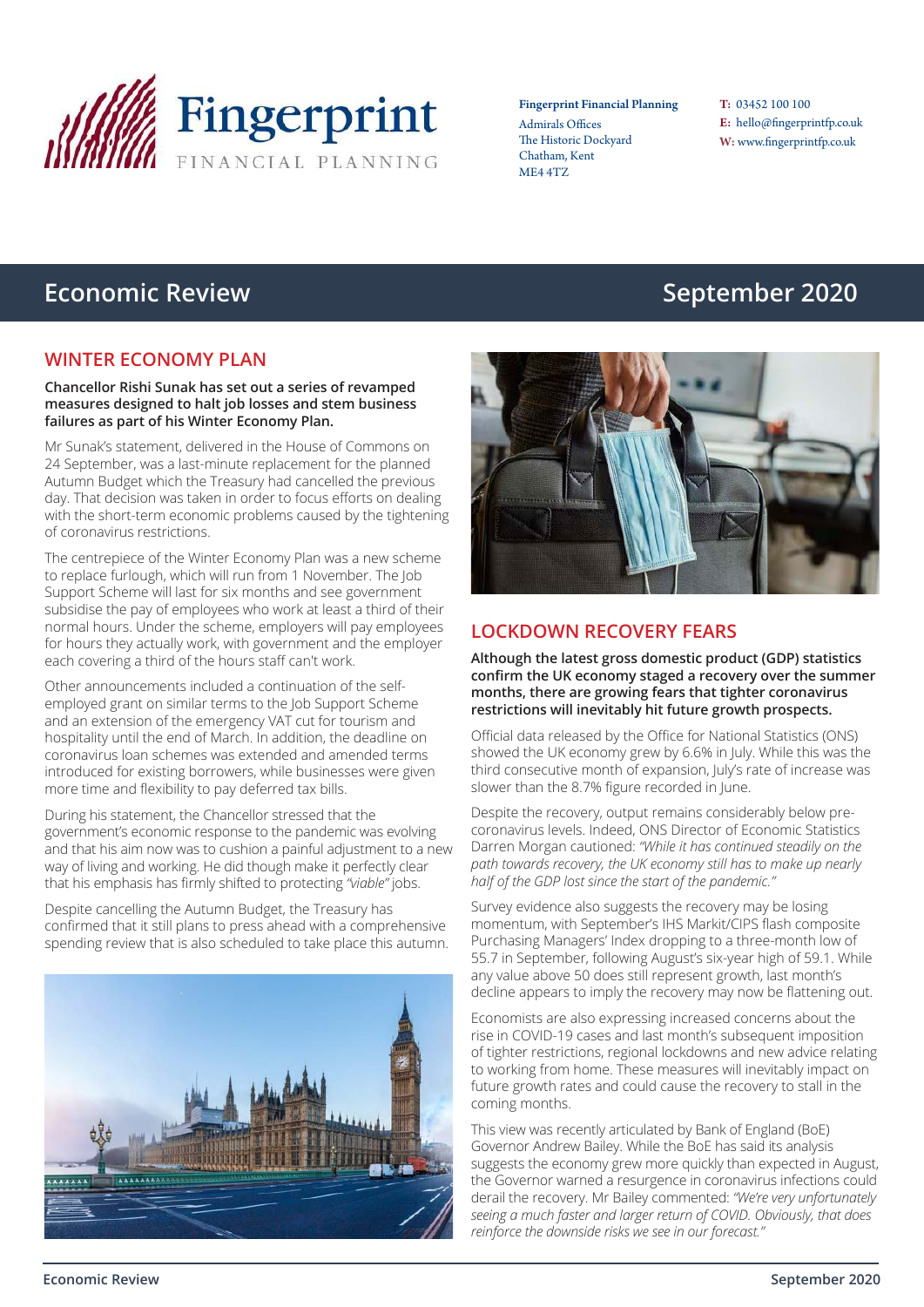Fingerprint FINANCIAL PLANNING

**Fingerprint Financial Planning**
Admirals Offices
The Historic Dockyard
Chatham, Kent
ME4 4TZ

**T:** 03452 100 100
**E:** hello@fingerprintfp.co.uk
**W:** www.fingerprintfp.co.uk

# Economic Review September 2020

## WINTER ECONOMY PLAN

**Chancellor Rishi Sunak has set out a series of revamped measures designed to halt job losses and stem business failures as part of his Winter Economy Plan.**

Mr Sunak's statement, delivered in the House of Commons on 24 September, was a last-minute replacement for the planned Autumn Budget which the Treasury had cancelled the previous day. That decision was taken in order to focus efforts on dealing with the short-term economic problems caused by the tightening of coronavirus restrictions.

The centrepiece of the Winter Economy Plan was a new scheme to replace furlough, which will run from 1 November. The Job Support Scheme will last for six months and see government subsidise the pay of employees who work at least a third of their normal hours. Under the scheme, employers will pay employees for hours they actually work, with government and the employer each covering a third of the hours staff can't work.

Other announcements included a continuation of the self-employed grant on similar terms to the Job Support Scheme and an extension of the emergency VAT cut for tourism and hospitality until the end of March. In addition, the deadline on coronavirus loan schemes was extended and amended terms introduced for existing borrowers, while businesses were given more time and flexibility to pay deferred tax bills.

During his statement, the Chancellor stressed that the government's economic response to the pandemic was evolving and that his aim now was to cushion a painful adjustment to a new way of living and working. He did though make it perfectly clear that his emphasis has firmly shifted to protecting *"viable"* jobs.

Despite cancelling the Autumn Budget, the Treasury has confirmed that it still plans to press ahead with a comprehensive spending review that is also scheduled to take place this autumn.

## LOCKDOWN RECOVERY FEARS

**Although the latest gross domestic product (GDP) statistics confirm the UK economy staged a recovery over the summer months, there are growing fears that tighter coronavirus restrictions will inevitably hit future growth prospects.**

Official data released by the Office for National Statistics (ONS) showed the UK economy grew by 6.6% in July. While this was the third consecutive month of expansion, July's rate of increase was slower than the 8.7% figure recorded in June.

Despite the recovery, output remains considerably below pre-coronavirus levels. Indeed, ONS Director of Economic Statistics Darren Morgan cautioned: *"While it has continued steadily on the path towards recovery, the UK economy still has to make up nearly half of the GDP lost since the start of the pandemic."*

Survey evidence also suggests the recovery may be losing momentum, with September's IHS Markit/CIPS flash composite Purchasing Managers' Index dropping to a three-month low of 55.7 in September, following August's six-year high of 59.1. While any value above 50 does still represent growth, last month's decline appears to imply the recovery may now be flattening out.

Economists are also expressing increased concerns about the rise in COVID-19 cases and last month's subsequent imposition of tighter restrictions, regional lockdowns and new advice relating to working from home. These measures will inevitably impact on future growth rates and could cause the recovery to stall in the coming months.

This view was recently articulated by Bank of England (BoE) Governor Andrew Bailey. While the BoE has said its analysis suggests the economy grew more quickly than expected in August, the Governor warned a resurgence in coronavirus infections could derail the recovery. Mr Bailey commented: *"We're very unfortunately seeing a much faster and larger return of COVID. Obviously, that does reinforce the downside risks we see in our forecast."*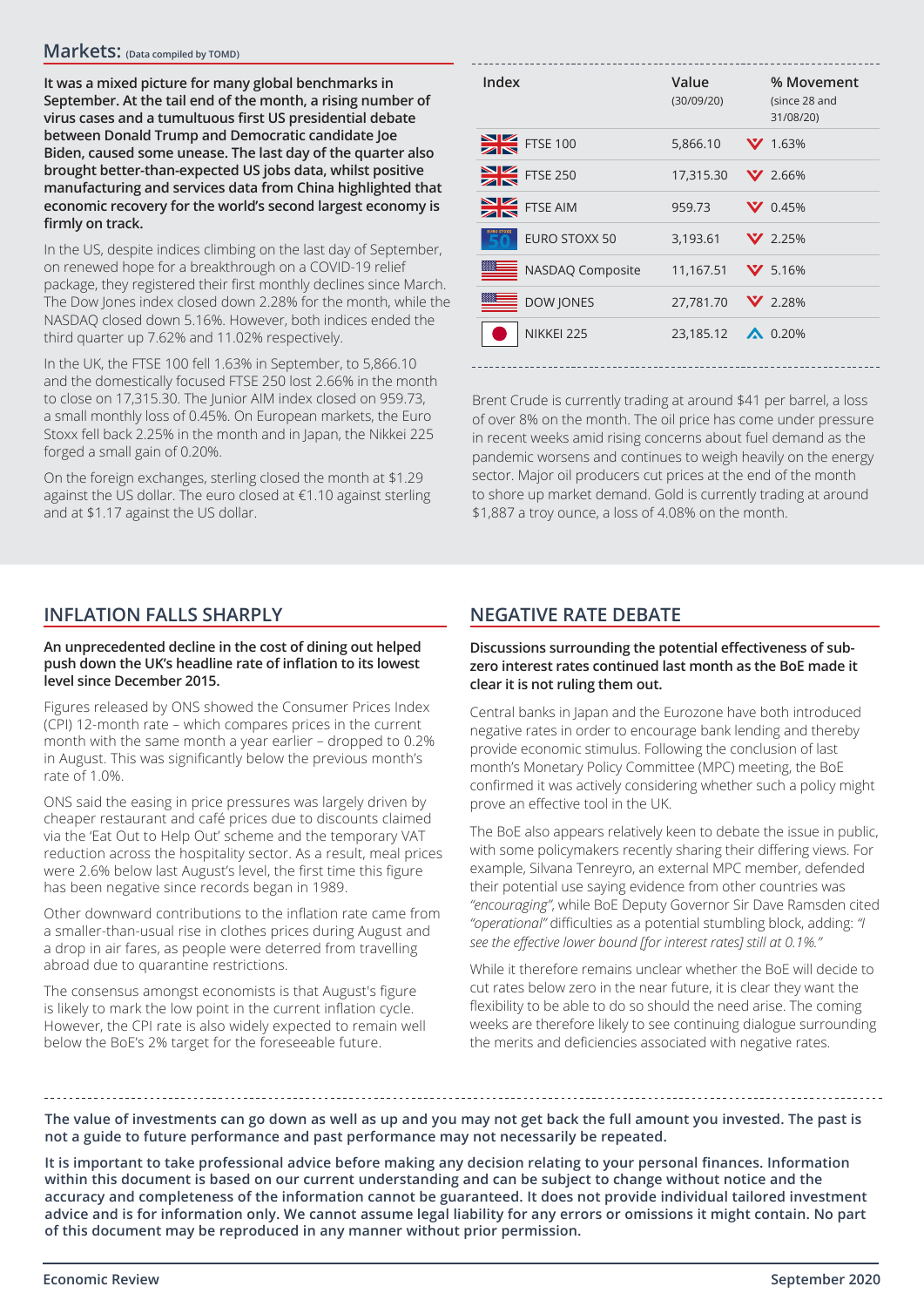## Markets: (Data compiled by TOMD)

**It was a mixed picture for many global benchmarks in September. At the tail end of the month, a rising number of virus cases and a tumultuous first US presidential debate between Donald Trump and Democratic candidate Joe Biden, caused some unease. The last day of the quarter also brought better-than-expected US jobs data, whilst positive manufacturing and services data from China highlighted that economic recovery for the world's second largest economy is firmly on track.**

In the US, despite indices climbing on the last day of September, on renewed hope for a breakthrough on a COVID-19 relief package, they registered their first monthly declines since March. The Dow Jones index closed down 2.28% for the month, while the NASDAQ closed down 5.16%. However, both indices ended the third quarter up 7.62% and 11.02% respectively.

In the UK, the FTSE 100 fell 1.63% in September, to 5,866.10 and the domestically focused FTSE 250 lost 2.66% in the month to close on 17,315.30. The Junior AIM index closed on 959.73, a small monthly loss of 0.45%. On European markets, the Euro Stoxx fell back 2.25% in the month and in Japan, the Nikkei 225 forged a small gain of 0.20%.

On the foreign exchanges, sterling closed the month at $1.29 against the US dollar. The euro closed at €1.10 against sterling and at $1.17 against the US dollar.

| Index | Value (30/09/20) | % Movement (since 28 and 31/08/20) |
|---|---|---|
| FTSE 100 | 5,866.10 | ▼ 1.63% |
| FTSE 250 | 17,315.30 | ▼ 2.66% |
| FTSE AIM | 959.73 | ▼ 0.45% |
| EURO STOXX 50 | 3,193.61 | ▼ 2.25% |
| NASDAQ Composite | 11,167.51 | ▼ 5.16% |
| DOW JONES | 27,781.70 | ▼ 2.28% |
| NIKKEI 225 | 23,185.12 | ▲ 0.20% |

Brent Crude is currently trading at around $41 per barrel, a loss of over 8% on the month. The oil price has come under pressure in recent weeks amid rising concerns about fuel demand as the pandemic worsens and continues to weigh heavily on the energy sector. Major oil producers cut prices at the end of the month to shore up market demand. Gold is currently trading at around $1,887 a troy ounce, a loss of 4.08% on the month.

## INFLATION FALLS SHARPLY

**An unprecedented decline in the cost of dining out helped push down the UK's headline rate of inflation to its lowest level since December 2015.**

Figures released by ONS showed the Consumer Prices Index (CPI) 12-month rate – which compares prices in the current month with the same month a year earlier – dropped to 0.2% in August. This was significantly below the previous month's rate of 1.0%.

ONS said the easing in price pressures was largely driven by cheaper restaurant and café prices due to discounts claimed via the 'Eat Out to Help Out' scheme and the temporary VAT reduction across the hospitality sector. As a result, meal prices were 2.6% below last August's level, the first time this figure has been negative since records began in 1989.

Other downward contributions to the inflation rate came from a smaller-than-usual rise in clothes prices during August and a drop in air fares, as people were deterred from travelling abroad due to quarantine restrictions.

The consensus amongst economists is that August's figure is likely to mark the low point in the current inflation cycle. However, the CPI rate is also widely expected to remain well below the BoE's 2% target for the foreseeable future.

## NEGATIVE RATE DEBATE

**Discussions surrounding the potential effectiveness of sub-zero interest rates continued last month as the BoE made it clear it is not ruling them out.**

Central banks in Japan and the Eurozone have both introduced negative rates in order to encourage bank lending and thereby provide economic stimulus. Following the conclusion of last month's Monetary Policy Committee (MPC) meeting, the BoE confirmed it was actively considering whether such a policy might prove an effective tool in the UK.

The BoE also appears relatively keen to debate the issue in public, with some policymakers recently sharing their differing views. For example, Silvana Tenreyro, an external MPC member, defended their potential use saying evidence from other countries was *"encouraging"*, while BoE Deputy Governor Sir Dave Ramsden cited *"operational"* difficulties as a potential stumbling block, adding: *"I see the effective lower bound [for interest rates] still at 0.1%."*

While it therefore remains unclear whether the BoE will decide to cut rates below zero in the near future, it is clear they want the flexibility to be able to do so should the need arise. The coming weeks are therefore likely to see continuing dialogue surrounding the merits and deficiencies associated with negative rates.

**The value of investments can go down as well as up and you may not get back the full amount you invested. The past is not a guide to future performance and past performance may not necessarily be repeated.**

**It is important to take professional advice before making any decision relating to your personal finances. Information within this document is based on our current understanding and can be subject to change without notice and the accuracy and completeness of the information cannot be guaranteed. It does not provide individual tailored investment advice and is for information only. We cannot assume legal liability for any errors or omissions it might contain. No part of this document may be reproduced in any manner without prior permission.**